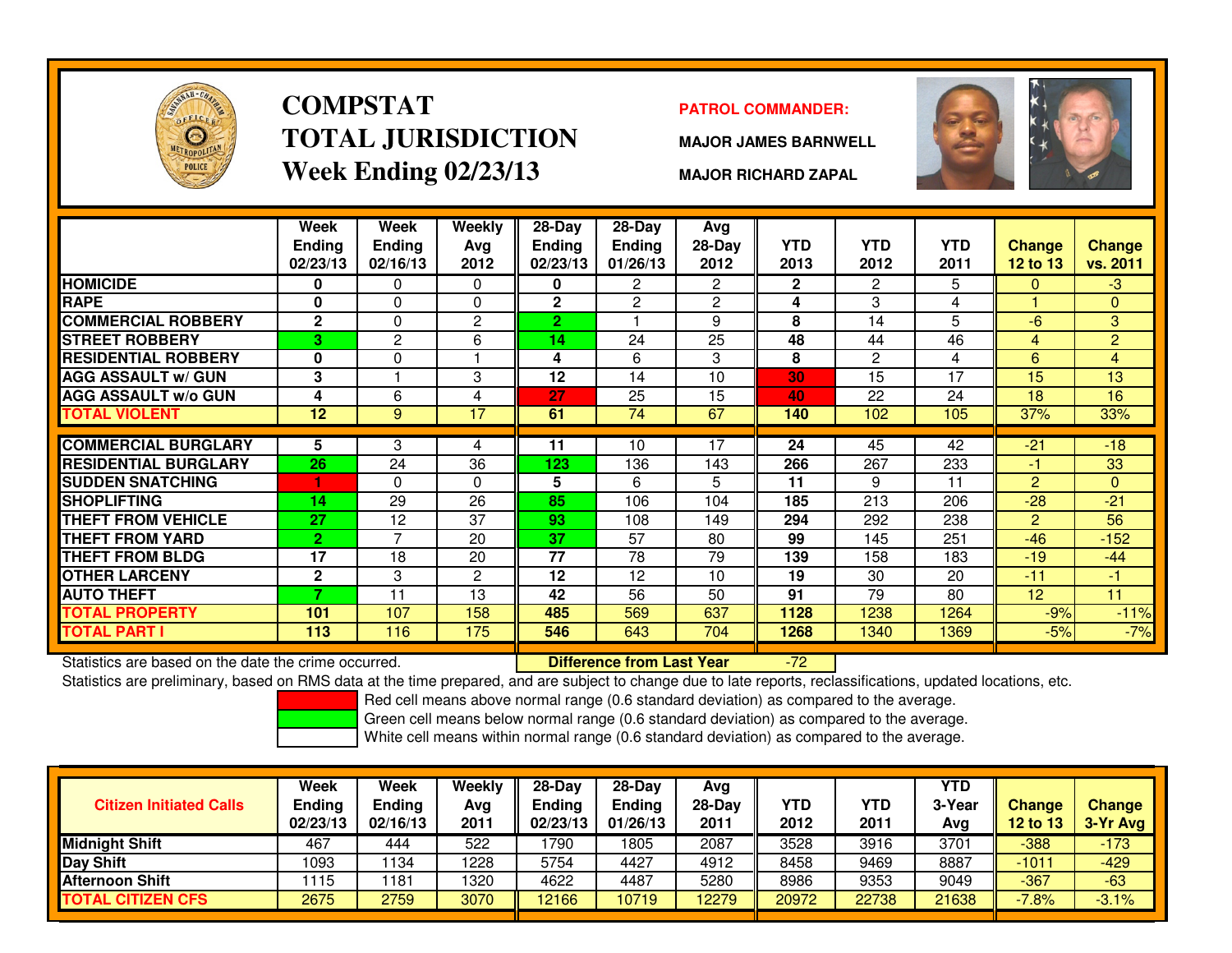# COMPSTAT
# TOTAL JURISDICTION
# Week Ending 02/23/13

**PATROL COMMANDER:**

**MAJOR JAMES BARNWELL**

**MAJOR RICHARD ZAPAL**

| | Week Ending 02/23/13 | Week Ending 02/16/13 | Weekly Avg 2012 | 28-Day Ending 02/23/13 | 28-Day Ending 01/26/13 | Avg 28-Day 2012 | YTD 2013 | YTD 2012 | YTD 2011 | Change 12 to 13 | Change vs. 2011 |
|---|---|---|---|---|---|---|---|---|---|---|---|
| HOMICIDE | 0 | 0 | 0 | 0 | 2 | 2 | 2 | 2 | 5 | 0 | -3 |
| RAPE | 0 | 0 | 0 | 2 | 2 | 2 | 4 | 3 | 4 | 1 | 0 |
| COMMERCIAL ROBBERY | 2 | 0 | 2 | 2 | 1 | 9 | 8 | 14 | 5 | -6 | 3 |
| STREET ROBBERY | 3 | 2 | 6 | 14 | 24 | 25 | 48 | 44 | 46 | 4 | 2 |
| RESIDENTIAL ROBBERY | 0 | 0 | 1 | 4 | 6 | 3 | 8 | 2 | 4 | 6 | 4 |
| AGG ASSAULT w/ GUN | 3 | 1 | 3 | 12 | 14 | 10 | 30 | 15 | 17 | 15 | 13 |
| AGG ASSAULT w/o GUN | 4 | 6 | 4 | 27 | 25 | 15 | 40 | 22 | 24 | 18 | 16 |
| **TOTAL VIOLENT** | 12 | 9 | 17 | 61 | 74 | 67 | 140 | 102 | 105 | 37% | 33% |
| COMMERCIAL BURGLARY | 5 | 3 | 4 | 11 | 10 | 17 | 24 | 45 | 42 | -21 | -18 |
| RESIDENTIAL BURGLARY | 26 | 24 | 36 | 123 | 136 | 143 | 266 | 267 | 233 | -1 | 33 |
| SUDDEN SNATCHING | 1 | 0 | 0 | 5 | 6 | 5 | 11 | 9 | 11 | 2 | 0 |
| SHOPLIFTING | 14 | 29 | 26 | 85 | 106 | 104 | 185 | 213 | 206 | -28 | -21 |
| THEFT FROM VEHICLE | 27 | 12 | 37 | 93 | 108 | 149 | 294 | 292 | 238 | 2 | 56 |
| THEFT FROM YARD | 2 | 7 | 20 | 37 | 57 | 80 | 99 | 145 | 251 | -46 | -152 |
| THEFT FROM BLDG | 17 | 18 | 20 | 77 | 78 | 79 | 139 | 158 | 183 | -19 | -44 |
| OTHER LARCENY | 2 | 3 | 2 | 12 | 12 | 10 | 19 | 30 | 20 | -11 | -1 |
| AUTO THEFT | 7 | 11 | 13 | 42 | 56 | 50 | 91 | 79 | 80 | 12 | 11 |
| **TOTAL PROPERTY** | 101 | 107 | 158 | 485 | 569 | 637 | 1128 | 1238 | 1264 | -9% | -11% |
| **TOTAL PART I** | 113 | 116 | 175 | 546 | 643 | 704 | 1268 | 1340 | 1369 | -5% | -7% |

Statistics are based on the date the crime occurred. **Difference from Last Year** -72

Statistics are preliminary, based on RMS data at the time prepared, and are subject to change due to late reports, reclassifications, updated locations, etc.

- Red cell means above normal range (0.6 standard deviation) as compared to the average.
- Green cell means below normal range (0.6 standard deviation) as compared to the average.
- White cell means within normal range (0.6 standard deviation) as compared to the average.

| Citizen Initiated Calls | Week Ending 02/23/13 | Week Ending 02/16/13 | Weekly Avg 2011 | 28-Day Ending 02/23/13 | 28-Day Ending 01/26/13 | Avg 28-Day 2011 | YTD 2012 | YTD 2011 | YTD 3-Year Avg | Change 12 to 13 | Change 3-Yr Avg |
|---|---|---|---|---|---|---|---|---|---|---|---|
| Midnight Shift | 467 | 444 | 522 | 1790 | 1805 | 2087 | 3528 | 3916 | 3701 | -388 | -173 |
| Day Shift | 1093 | 1134 | 1228 | 5754 | 4427 | 4912 | 8458 | 9469 | 8887 | -1011 | -429 |
| Afternoon Shift | 1115 | 1181 | 1320 | 4622 | 4487 | 5280 | 8986 | 9353 | 9049 | -367 | -63 |
| **TOTAL CITIZEN CFS** | 2675 | 2759 | 3070 | 12166 | 10719 | 12279 | 20972 | 22738 | 21638 | -7.8% | -3.1% |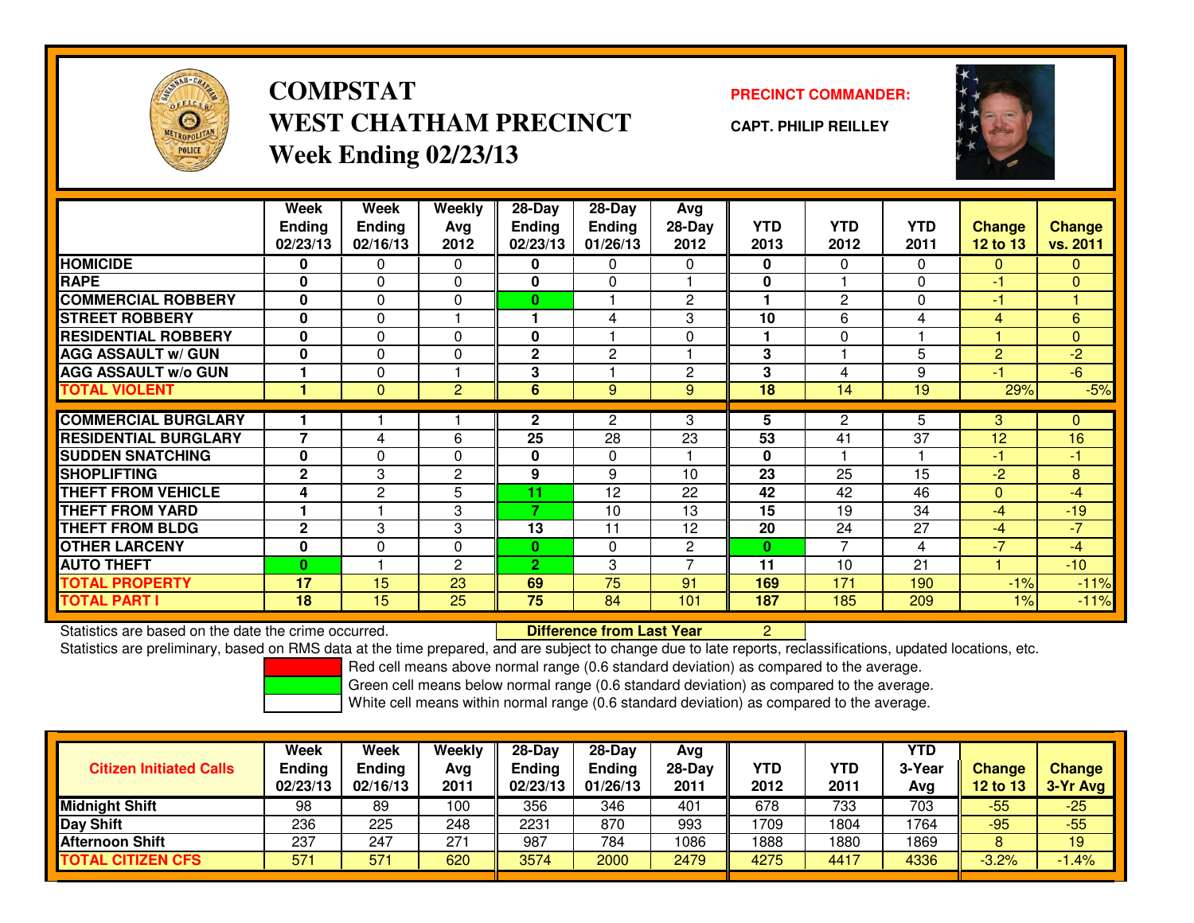# COMPSTAT
# WEST CHATHAM PRECINCT
## Week Ending 02/23/13

**PRECINCT COMMANDER:**

**CAPT. PHILIP REILLEY**

| | Week Ending 02/23/13 | Week Ending 02/16/13 | Weekly Avg 2012 | 28-Day Ending 02/23/13 | 28-Day Ending 01/26/13 | Avg 28-Day 2012 | YTD 2013 | YTD 2012 | YTD 2011 | Change 12 to 13 | Change vs. 2011 |
|---|---|---|---|---|---|---|---|---|---|---|---|
| HOMICIDE | 0 | 0 | 0 | 0 | 0 | 0 | 0 | 0 | 0 | 0 | 0 |
| RAPE | 0 | 0 | 0 | 0 | 0 | 1 | 0 | 1 | 0 | -1 | 0 |
| COMMERCIAL ROBBERY | 0 | 0 | 0 | 0 | 1 | 2 | 1 | 2 | 0 | -1 | 1 |
| STREET ROBBERY | 0 | 0 | 1 | 1 | 4 | 3 | 10 | 6 | 4 | 4 | 6 |
| RESIDENTIAL ROBBERY | 0 | 0 | 0 | 0 | 1 | 0 | 1 | 0 | 1 | 1 | 0 |
| AGG ASSAULT w/ GUN | 0 | 0 | 0 | 2 | 2 | 1 | 3 | 1 | 5 | 2 | -2 |
| AGG ASSAULT w/o GUN | 1 | 0 | 1 | 3 | 1 | 2 | 3 | 4 | 9 | -1 | -6 |
| TOTAL VIOLENT | 1 | 0 | 2 | 6 | 9 | 9 | 18 | 14 | 19 | 29% | -5% |
| COMMERCIAL BURGLARY | 1 | 1 | 1 | 2 | 2 | 3 | 5 | 2 | 5 | 3 | 0 |
| RESIDENTIAL BURGLARY | 7 | 4 | 6 | 25 | 28 | 23 | 53 | 41 | 37 | 12 | 16 |
| SUDDEN SNATCHING | 0 | 0 | 0 | 0 | 0 | 1 | 0 | 1 | 1 | -1 | -1 |
| SHOPLIFTING | 2 | 3 | 2 | 9 | 9 | 10 | 23 | 25 | 15 | -2 | 8 |
| THEFT FROM VEHICLE | 4 | 2 | 5 | 11 | 12 | 22 | 42 | 42 | 46 | 0 | -4 |
| THEFT FROM YARD | 1 | 1 | 3 | 7 | 10 | 13 | 15 | 19 | 34 | -4 | -19 |
| THEFT FROM BLDG | 2 | 3 | 3 | 13 | 11 | 12 | 20 | 24 | 27 | -4 | -7 |
| OTHER LARCENY | 0 | 0 | 0 | 0 | 0 | 2 | 0 | 7 | 4 | -7 | -4 |
| AUTO THEFT | 0 | 1 | 2 | 2 | 3 | 7 | 11 | 10 | 21 | 1 | -10 |
| TOTAL PROPERTY | 17 | 15 | 23 | 69 | 75 | 91 | 169 | 171 | 190 | -1% | -11% |
| TOTAL PART I | 18 | 15 | 25 | 75 | 84 | 101 | 187 | 185 | 209 | 1% | -11% |

Statistics are based on the date the crime occurred. **Difference from Last Year** 2

Statistics are preliminary, based on RMS data at the time prepared, and are subject to change due to late reports, reclassifications, updated locations, etc.

Red cell means above normal range (0.6 standard deviation) as compared to the average.
Green cell means below normal range (0.6 standard deviation) as compared to the average.
White cell means within normal range (0.6 standard deviation) as compared to the average.

| Citizen Initiated Calls | Week Ending 02/23/13 | Week Ending 02/16/13 | Weekly Avg 2011 | 28-Day Ending 02/23/13 | 28-Day Ending 01/26/13 | Avg 28-Day 2011 | YTD 2012 | YTD 2011 | YTD 3-Year Avg | Change 12 to 13 | Change 3-Yr Avg |
|---|---|---|---|---|---|---|---|---|---|---|---|
| Midnight Shift | 98 | 89 | 100 | 356 | 346 | 401 | 678 | 733 | 703 | -55 | -25 |
| Day Shift | 236 | 225 | 248 | 2231 | 870 | 993 | 1709 | 1804 | 1764 | -95 | -55 |
| Afternoon Shift | 237 | 247 | 271 | 987 | 784 | 1086 | 1888 | 1880 | 1869 | 8 | 19 |
| TOTAL CITIZEN CFS | 571 | 571 | 620 | 3574 | 2000 | 2479 | 4275 | 4417 | 4336 | -3.2% | -1.4% |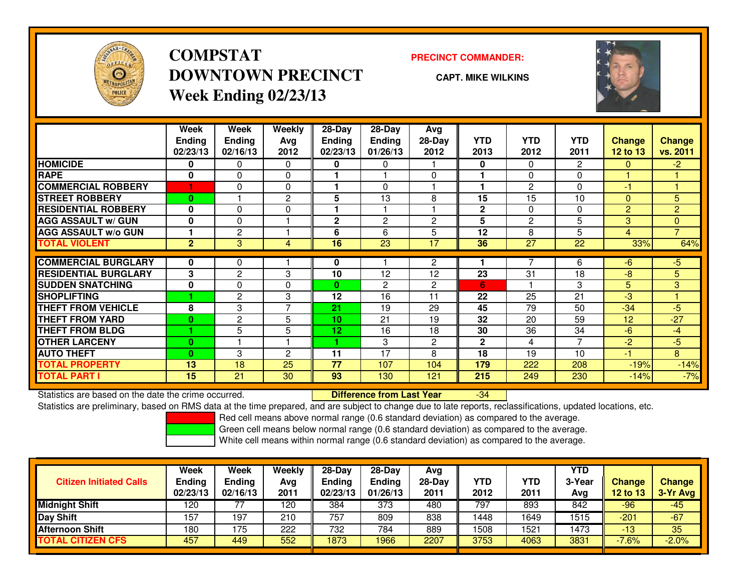# COMPSTAT
# DOWNTOWN PRECINCT
## Week Ending 02/23/13

**PRECINCT COMMANDER:**

**CAPT. MIKE WILKINS**

| | Week Ending 02/23/13 | Week Ending 02/16/13 | Weekly Avg 2012 | 28-Day Ending 02/23/13 | 28-Day Ending 01/26/13 | Avg 28-Day 2012 | YTD 2013 | YTD 2012 | YTD 2011 | Change 12 to 13 | Change vs. 2011 |
|---|---|---|---|---|---|---|---|---|---|---|---|
| HOMICIDE | 0 | 0 | 0 | 0 | 0 | 1 | 0 | 0 | 2 | 0 | -2 |
| RAPE | 0 | 0 | 0 | 1 | 1 | 0 | 1 | 0 | 0 | 1 | 1 |
| COMMERCIAL ROBBERY | 1 | 0 | 0 | 1 | 0 | 1 | 1 | 2 | 0 | -1 | 1 |
| STREET ROBBERY | 0 | 1 | 2 | 5 | 13 | 8 | 15 | 15 | 10 | 0 | 5 |
| RESIDENTIAL ROBBERY | 0 | 0 | 0 | 1 | 1 | 1 | 2 | 0 | 0 | 2 | 2 |
| AGG ASSAULT w/ GUN | 0 | 0 | 1 | 2 | 2 | 2 | 5 | 2 | 5 | 3 | 0 |
| AGG ASSAULT w/o GUN | 1 | 2 | 1 | 6 | 6 | 5 | 12 | 8 | 5 | 4 | 7 |
| **TOTAL VIOLENT** | 2 | 3 | 4 | 16 | 23 | 17 | 36 | 27 | 22 | 33% | 64% |
| COMMERCIAL BURGLARY | 0 | 0 | 1 | 0 | 1 | 2 | 1 | 7 | 6 | -6 | -5 |
| RESIDENTIAL BURGLARY | 3 | 2 | 3 | 10 | 12 | 12 | 23 | 31 | 18 | -8 | 5 |
| SUDDEN SNATCHING | 0 | 0 | 0 | 0 | 2 | 2 | 6 | 1 | 3 | 5 | 3 |
| SHOPLIFTING | 1 | 2 | 3 | 12 | 16 | 11 | 22 | 25 | 21 | -3 | 1 |
| THEFT FROM VEHICLE | 8 | 3 | 7 | 21 | 19 | 29 | 45 | 79 | 50 | -34 | -5 |
| THEFT FROM YARD | 0 | 2 | 5 | 10 | 21 | 19 | 32 | 20 | 59 | 12 | -27 |
| THEFT FROM BLDG | 1 | 5 | 5 | 12 | 16 | 18 | 30 | 36 | 34 | -6 | -4 |
| OTHER LARCENY | 0 | 1 | 1 | 1 | 3 | 2 | 2 | 4 | 7 | -2 | -5 |
| AUTO THEFT | 0 | 3 | 2 | 11 | 17 | 8 | 18 | 19 | 10 | -1 | 8 |
| **TOTAL PROPERTY** | 13 | 18 | 25 | 77 | 107 | 104 | 179 | 222 | 208 | -19% | -14% |
| **TOTAL PART I** | 15 | 21 | 30 | 93 | 130 | 121 | 215 | 249 | 230 | -14% | -7% |

Statistics are based on the date the crime occurred. **Difference from Last Year** -34

Statistics are preliminary, based on RMS data at the time prepared, and are subject to change due to late reports, reclassifications, updated locations, etc.

Red cell means above normal range (0.6 standard deviation) as compared to the average.
Green cell means below normal range (0.6 standard deviation) as compared to the average.
White cell means within normal range (0.6 standard deviation) as compared to the average.

| Citizen Initiated Calls | Week Ending 02/23/13 | Week Ending 02/16/13 | Weekly Avg 2011 | 28-Day Ending 02/23/13 | 28-Day Ending 01/26/13 | Avg 28-Day 2011 | YTD 2012 | YTD 2011 | YTD 3-Year Avg | Change 12 to 13 | Change 3-Yr Avg |
|---|---|---|---|---|---|---|---|---|---|---|---|
| Midnight Shift | 120 | 77 | 120 | 384 | 373 | 480 | 797 | 893 | 842 | -96 | -45 |
| Day Shift | 157 | 197 | 210 | 757 | 809 | 838 | 1448 | 1649 | 1515 | -201 | -67 |
| Afternoon Shift | 180 | 175 | 222 | 732 | 784 | 889 | 1508 | 1521 | 1473 | -13 | 35 |
| **TOTAL CITIZEN CFS** | 457 | 449 | 552 | 1873 | 1966 | 2207 | 3753 | 4063 | 3831 | -7.6% | -2.0% |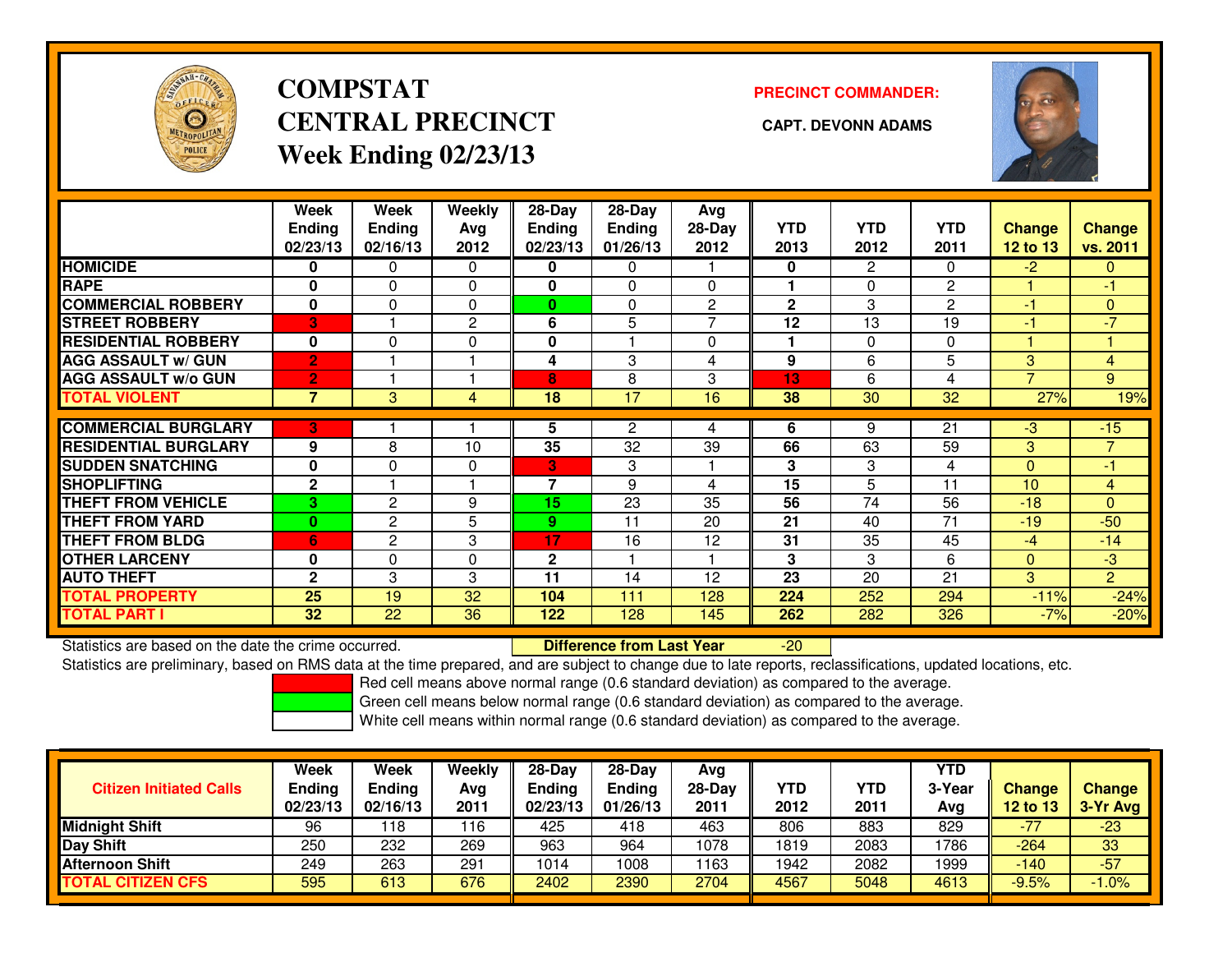# COMPSTAT
# CENTRAL PRECINCT
# Week Ending 02/23/13

**PRECINCT COMMANDER:**

**CAPT. DEVONN ADAMS**

| | Week Ending 02/23/13 | Week Ending 02/16/13 | Weekly Avg 2012 | 28-Day Ending 02/23/13 | 28-Day Ending 01/26/13 | Avg 28-Day 2012 | YTD 2013 | YTD 2012 | YTD 2011 | Change 12 to 13 | Change vs. 2011 |
|---|---|---|---|---|---|---|---|---|---|---|---|
| **HOMICIDE** | 0 | 0 | 0 | 0 | 0 | 1 | 0 | 2 | 0 | -2 | 0 |
| **RAPE** | 0 | 0 | 0 | 0 | 0 | 0 | 1 | 0 | 2 | 1 | -1 |
| **COMMERCIAL ROBBERY** | 0 | 0 | 0 | 0 | 0 | 2 | 2 | 3 | 2 | -1 | 0 |
| **STREET ROBBERY** | 3 | 1 | 2 | 6 | 5 | 7 | 12 | 13 | 19 | -1 | -7 |
| **RESIDENTIAL ROBBERY** | 0 | 0 | 0 | 0 | 1 | 0 | 1 | 0 | 0 | 1 | 1 |
| **AGG ASSAULT w/ GUN** | 2 | 1 | 1 | 4 | 3 | 4 | 9 | 6 | 5 | 3 | 4 |
| **AGG ASSAULT w/o GUN** | 2 | 1 | 1 | 8 | 8 | 3 | 13 | 6 | 4 | 7 | 9 |
| **TOTAL VIOLENT** | 7 | 3 | 4 | 18 | 17 | 16 | 38 | 30 | 32 | 27% | 19% |
| **COMMERCIAL BURGLARY** | 3 | 1 | 1 | 5 | 2 | 4 | 6 | 9 | 21 | -3 | -15 |
| **RESIDENTIAL BURGLARY** | 9 | 8 | 10 | 35 | 32 | 39 | 66 | 63 | 59 | 3 | 7 |
| **SUDDEN SNATCHING** | 0 | 0 | 0 | 3 | 3 | 1 | 3 | 3 | 4 | 0 | -1 |
| **SHOPLIFTING** | 2 | 1 | 1 | 7 | 9 | 4 | 15 | 5 | 11 | 10 | 4 |
| **THEFT FROM VEHICLE** | 3 | 2 | 9 | 15 | 23 | 35 | 56 | 74 | 56 | -18 | 0 |
| **THEFT FROM YARD** | 0 | 2 | 5 | 9 | 11 | 20 | 21 | 40 | 71 | -19 | -50 |
| **THEFT FROM BLDG** | 6 | 2 | 3 | 17 | 16 | 12 | 31 | 35 | 45 | -4 | -14 |
| **OTHER LARCENY** | 0 | 0 | 0 | 2 | 1 | 1 | 3 | 3 | 6 | 0 | -3 |
| **AUTO THEFT** | 2 | 3 | 3 | 11 | 14 | 12 | 23 | 20 | 21 | 3 | 2 |
| **TOTAL PROPERTY** | 25 | 19 | 32 | 104 | 111 | 128 | 224 | 252 | 294 | -11% | -24% |
| **TOTAL PART I** | 32 | 22 | 36 | 122 | 128 | 145 | 262 | 282 | 326 | -7% | -20% |

Statistics are based on the date the crime occurred. **Difference from Last Year** -20

Statistics are preliminary, based on RMS data at the time prepared, and are subject to change due to late reports, reclassifications, updated locations, etc.

Red cell means above normal range (0.6 standard deviation) as compared to the average.

Green cell means below normal range (0.6 standard deviation) as compared to the average.

White cell means within normal range (0.6 standard deviation) as compared to the average.

| Citizen Initiated Calls | Week Ending 02/23/13 | Week Ending 02/16/13 | Weekly Avg 2011 | 28-Day Ending 02/23/13 | 28-Day Ending 01/26/13 | Avg 28-Day 2011 | YTD 2012 | YTD 2011 | YTD 3-Year Avg | Change 12 to 13 | Change 3-Yr Avg |
|---|---|---|---|---|---|---|---|---|---|---|---|
| **Midnight Shift** | 96 | 118 | 116 | 425 | 418 | 463 | 806 | 883 | 829 | -77 | -23 |
| **Day Shift** | 250 | 232 | 269 | 963 | 964 | 1078 | 1819 | 2083 | 1786 | -264 | 33 |
| **Afternoon Shift** | 249 | 263 | 291 | 1014 | 1008 | 1163 | 1942 | 2082 | 1999 | -140 | -57 |
| **TOTAL CITIZEN CFS** | 595 | 613 | 676 | 2402 | 2390 | 2704 | 4567 | 5048 | 4613 | -9.5% | -1.0% |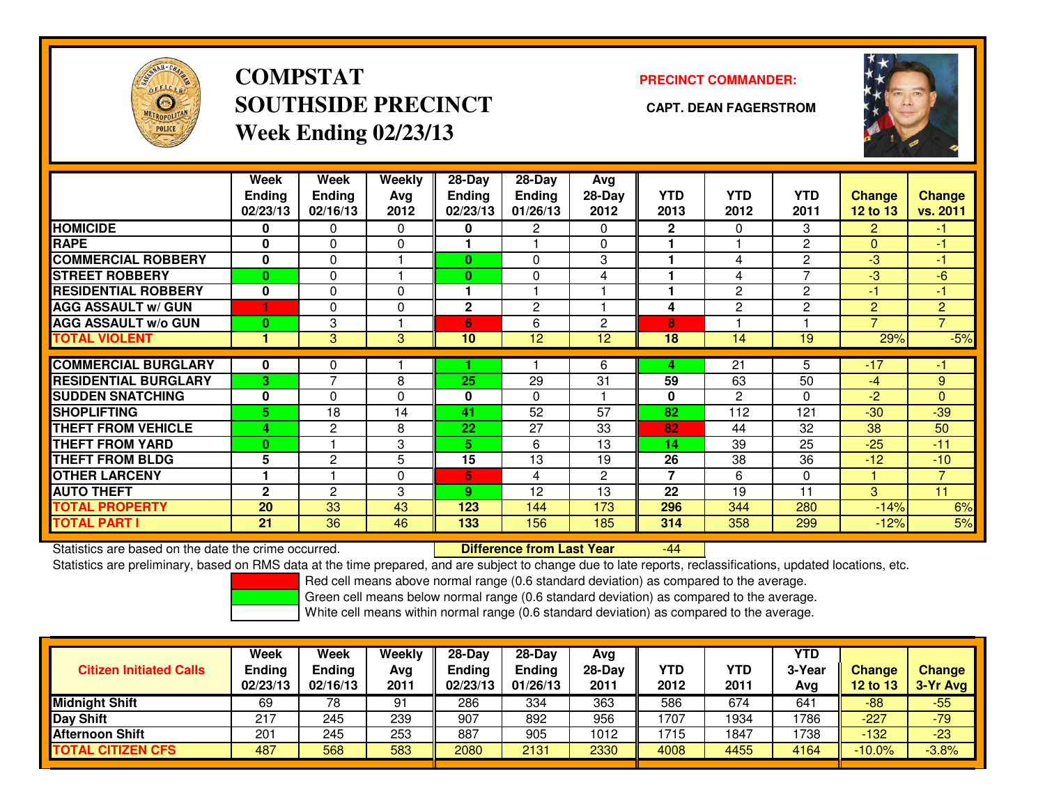# COMPSTAT
# SOUTHSIDE PRECINCT
# Week Ending 02/23/13

**PRECINCT COMMANDER:**

**CAPT. DEAN FAGERSTROM**

| | Week Ending 02/23/13 | Week Ending 02/16/13 | Weekly Avg 2012 | 28-Day Ending 02/23/13 | 28-Day Ending 01/26/13 | Avg 28-Day 2012 | YTD 2013 | YTD 2012 | YTD 2011 | Change 12 to 13 | Change vs. 2011 |
|---|---|---|---|---|---|---|---|---|---|---|---|
| HOMICIDE | 0 | 0 | 0 | 0 | 2 | 0 | 2 | 0 | 3 | 2 | -1 |
| RAPE | 0 | 0 | 0 | 1 | 1 | 0 | 1 | 1 | 2 | 0 | -1 |
| COMMERCIAL ROBBERY | 0 | 0 | 1 | 0 | 0 | 3 | 1 | 4 | 2 | -3 | -1 |
| STREET ROBBERY | 0 | 0 | 1 | 0 | 0 | 4 | 1 | 4 | 7 | -3 | -6 |
| RESIDENTIAL ROBBERY | 0 | 0 | 0 | 1 | 1 | 1 | 1 | 2 | 2 | -1 | -1 |
| AGG ASSAULT w/ GUN | 1 | 0 | 0 | 2 | 2 | 1 | 4 | 2 | 2 | 2 | 2 |
| AGG ASSAULT w/o GUN | 0 | 3 | 1 | 6 | 6 | 2 | 8 | 1 | 1 | 7 | 7 |
| TOTAL VIOLENT | 1 | 3 | 3 | 10 | 12 | 12 | 18 | 14 | 19 | 29% | -5% |
| COMMERCIAL BURGLARY | 0 | 0 | 1 | 1 | 1 | 6 | 4 | 21 | 5 | -17 | -1 |
| RESIDENTIAL BURGLARY | 3 | 7 | 8 | 25 | 29 | 31 | 59 | 63 | 50 | -4 | 9 |
| SUDDEN SNATCHING | 0 | 0 | 0 | 0 | 0 | 1 | 0 | 2 | 0 | -2 | 0 |
| SHOPLIFTING | 5 | 18 | 14 | 41 | 52 | 57 | 82 | 112 | 121 | -30 | -39 |
| THEFT FROM VEHICLE | 4 | 2 | 8 | 22 | 27 | 33 | 82 | 44 | 32 | 38 | 50 |
| THEFT FROM YARD | 0 | 1 | 3 | 5 | 6 | 13 | 14 | 39 | 25 | -25 | -11 |
| THEFT FROM BLDG | 5 | 2 | 5 | 15 | 13 | 19 | 26 | 38 | 36 | -12 | -10 |
| OTHER LARCENY | 1 | 1 | 0 | 5 | 4 | 2 | 7 | 6 | 0 | 1 | 7 |
| AUTO THEFT | 2 | 2 | 3 | 9 | 12 | 13 | 22 | 19 | 11 | 3 | 11 |
| TOTAL PROPERTY | 20 | 33 | 43 | 123 | 144 | 173 | 296 | 344 | 280 | -14% | 6% |
| TOTAL PART I | 21 | 36 | 46 | 133 | 156 | 185 | 314 | 358 | 299 | -12% | 5% |

Statistics are based on the date the crime occurred. **Difference from Last Year** -44

Statistics are preliminary, based on RMS data at the time prepared, and are subject to change due to late reports, reclassifications, updated locations, etc.

Red cell means above normal range (0.6 standard deviation) as compared to the average.
Green cell means below normal range (0.6 standard deviation) as compared to the average.
White cell means within normal range (0.6 standard deviation) as compared to the average.

| Citizen Initiated Calls | Week Ending 02/23/13 | Week Ending 02/16/13 | Weekly Avg 2011 | 28-Day Ending 02/23/13 | 28-Day Ending 01/26/13 | Avg 28-Day 2011 | YTD 2012 | YTD 2011 | YTD 3-Year Avg | Change 12 to 13 | Change 3-Yr Avg |
|---|---|---|---|---|---|---|---|---|---|---|---|
| Midnight Shift | 69 | 78 | 91 | 286 | 334 | 363 | 586 | 674 | 641 | -88 | -55 |
| Day Shift | 217 | 245 | 239 | 907 | 892 | 956 | 1707 | 1934 | 1786 | -227 | -79 |
| Afternoon Shift | 201 | 245 | 253 | 887 | 905 | 1012 | 1715 | 1847 | 1738 | -132 | -23 |
| TOTAL CITIZEN CFS | 487 | 568 | 583 | 2080 | 2131 | 2330 | 4008 | 4455 | 4164 | -10.0% | -3.8% |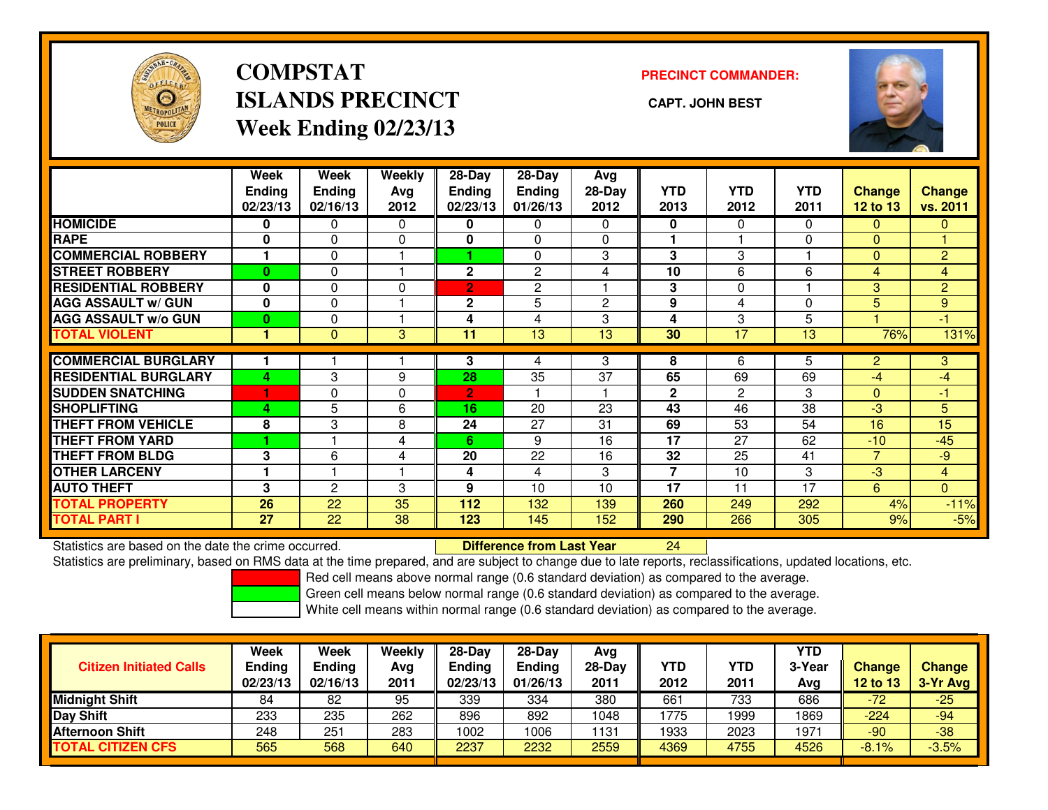# COMPSTAT
# ISLANDS PRECINCT
# Week Ending 02/23/13

**PRECINCT COMMANDER:**

**CAPT. JOHN BEST**

| | Week Ending 02/23/13 | Week Ending 02/16/13 | Weekly Avg 2012 | 28-Day Ending 02/23/13 | 28-Day Ending 01/26/13 | Avg 28-Day 2012 | YTD 2013 | YTD 2012 | YTD 2011 | Change 12 to 13 | Change vs. 2011 |
|---|---|---|---|---|---|---|---|---|---|---|---|
| HOMICIDE | 0 | 0 | 0 | 0 | 0 | 0 | 0 | 0 | 0 | 0 | 0 |
| RAPE | 0 | 0 | 0 | 0 | 0 | 0 | 1 | 1 | 0 | 0 | 1 |
| COMMERCIAL ROBBERY | 1 | 0 | 1 | 1 | 0 | 3 | 3 | 3 | 1 | 0 | 2 |
| STREET ROBBERY | 0 | 0 | 1 | 2 | 2 | 4 | 10 | 6 | 6 | 4 | 4 |
| RESIDENTIAL ROBBERY | 0 | 0 | 0 | 2 | 2 | 1 | 3 | 0 | 1 | 3 | 2 |
| AGG ASSAULT w/ GUN | 0 | 0 | 1 | 2 | 5 | 2 | 9 | 4 | 0 | 5 | 9 |
| AGG ASSAULT w/o GUN | 0 | 0 | 1 | 4 | 4 | 3 | 4 | 3 | 5 | 1 | -1 |
| TOTAL VIOLENT | 1 | 0 | 3 | 11 | 13 | 13 | 30 | 17 | 13 | 76% | 131% |
| COMMERCIAL BURGLARY | 1 | 1 | 1 | 3 | 4 | 3 | 8 | 6 | 5 | 2 | 3 |
| RESIDENTIAL BURGLARY | 4 | 3 | 9 | 28 | 35 | 37 | 65 | 69 | 69 | -4 | -4 |
| SUDDEN SNATCHING | 1 | 0 | 0 | 2 | 1 | 1 | 2 | 2 | 3 | 0 | -1 |
| SHOPLIFTING | 4 | 5 | 6 | 16 | 20 | 23 | 43 | 46 | 38 | -3 | 5 |
| THEFT FROM VEHICLE | 8 | 3 | 8 | 24 | 27 | 31 | 69 | 53 | 54 | 16 | 15 |
| THEFT FROM YARD | 1 | 1 | 4 | 6 | 9 | 16 | 17 | 27 | 62 | -10 | -45 |
| THEFT FROM BLDG | 3 | 6 | 4 | 20 | 22 | 16 | 32 | 25 | 41 | 7 | -9 |
| OTHER LARCENY | 1 | 1 | 1 | 4 | 4 | 3 | 7 | 10 | 3 | -3 | 4 |
| AUTO THEFT | 3 | 2 | 3 | 9 | 10 | 10 | 17 | 11 | 17 | 6 | 0 |
| TOTAL PROPERTY | 26 | 22 | 35 | 112 | 132 | 139 | 260 | 249 | 292 | 4% | -11% |
| TOTAL PART I | 27 | 22 | 38 | 123 | 145 | 152 | 290 | 266 | 305 | 9% | -5% |

Statistics are based on the date the crime occurred. **Difference from Last Year** 24

Statistics are preliminary, based on RMS data at the time prepared, and are subject to change due to late reports, reclassifications, updated locations, etc.

Red cell means above normal range (0.6 standard deviation) as compared to the average.

Green cell means below normal range (0.6 standard deviation) as compared to the average.

White cell means within normal range (0.6 standard deviation) as compared to the average.

| Citizen Initiated Calls | Week Ending 02/23/13 | Week Ending 02/16/13 | Weekly Avg 2011 | 28-Day Ending 02/23/13 | 28-Day Ending 01/26/13 | Avg 28-Day 2011 | YTD 2012 | YTD 2011 | YTD 3-Year Avg | Change 12 to 13 | Change 3-Yr Avg |
|---|---|---|---|---|---|---|---|---|---|---|---|
| Midnight Shift | 84 | 82 | 95 | 339 | 334 | 380 | 661 | 733 | 686 | -72 | -25 |
| Day Shift | 233 | 235 | 262 | 896 | 892 | 1048 | 1775 | 1999 | 1869 | -224 | -94 |
| Afternoon Shift | 248 | 251 | 283 | 1002 | 1006 | 1131 | 1933 | 2023 | 1971 | -90 | -38 |
| TOTAL CITIZEN CFS | 565 | 568 | 640 | 2237 | 2232 | 2559 | 4369 | 4755 | 4526 | -8.1% | -3.5% |